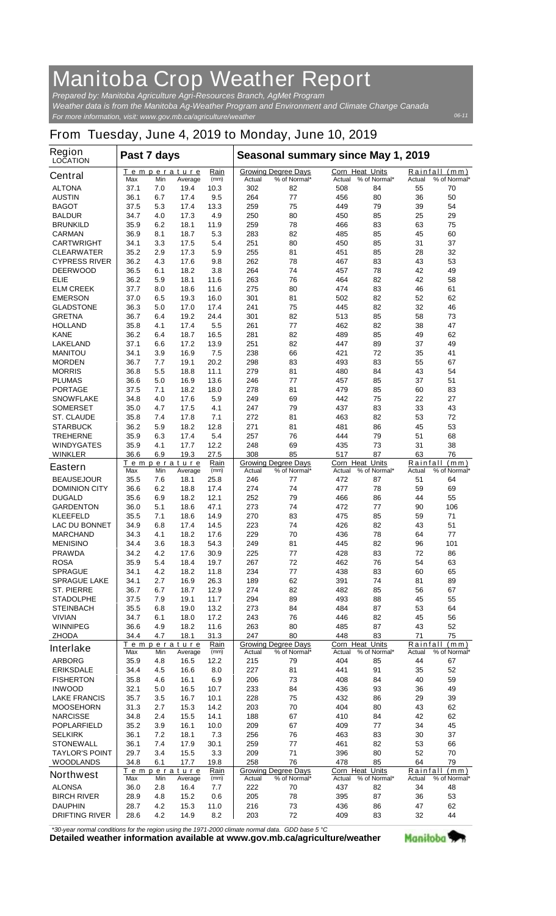# Manitoba Crop Weather Report

*Prepared by: Manitoba Agriculture Agri-Resources Branch, AgMet Program*
*Weather data is from the Manitoba Ag-Weather Program and Environment and Climate Change Canada*
*For more information, visit: www.gov.mb.ca/agriculture/weather*

06-11

## From Tuesday, June 4, 2019 to Monday, June 10, 2019

| Region LOCATION | Past 7 days | | | | Seasonal summary since May 1, 2019 | | | | | |
|---|---|---|---|---|---|---|---|---|---|---|
| | Temperature | | | Rain | Growing Degree Days | | Corn Heat Units | | Rainfall (mm) | |
| | Max | Min | Average | (mm) | Actual | % of Normal* | Actual | % of Normal* | Actual | % of Normal* |
| **Central** | | | | | | | | | | |
| ALTONA | 37.1 | 7.0 | 19.4 | 10.3 | 302 | 82 | 508 | 84 | 55 | 70 |
| AUSTIN | 36.1 | 6.7 | 17.4 | 9.5 | 264 | 77 | 456 | 80 | 36 | 50 |
| BAGOT | 37.5 | 5.3 | 17.4 | 13.3 | 259 | 75 | 449 | 79 | 39 | 54 |
| BALDUR | 34.7 | 4.0 | 17.3 | 4.9 | 250 | 80 | 450 | 85 | 25 | 29 |
| BRUNKILD | 35.9 | 6.2 | 18.1 | 11.9 | 259 | 78 | 466 | 83 | 63 | 75 |
| CARMAN | 36.9 | 8.1 | 18.7 | 5.3 | 283 | 82 | 485 | 85 | 45 | 60 |
| CARTWRIGHT | 34.1 | 3.3 | 17.5 | 5.4 | 251 | 80 | 450 | 85 | 31 | 37 |
| CLEARWATER | 35.2 | 2.9 | 17.3 | 5.9 | 255 | 81 | 451 | 85 | 28 | 32 |
| CYPRESS RIVER | 36.2 | 4.3 | 17.6 | 9.8 | 262 | 78 | 467 | 83 | 43 | 53 |
| DEERWOOD | 36.5 | 6.1 | 18.2 | 3.8 | 264 | 74 | 457 | 78 | 42 | 49 |
| ELIE | 36.2 | 5.9 | 18.1 | 11.6 | 263 | 76 | 464 | 82 | 42 | 58 |
| ELM CREEK | 37.7 | 8.0 | 18.6 | 11.6 | 275 | 80 | 474 | 83 | 46 | 61 |
| EMERSON | 37.0 | 6.5 | 19.3 | 16.0 | 301 | 81 | 502 | 82 | 52 | 62 |
| GLADSTONE | 36.3 | 5.0 | 17.0 | 17.4 | 241 | 75 | 445 | 82 | 32 | 46 |
| GRETNA | 36.7 | 6.4 | 19.2 | 24.4 | 301 | 82 | 513 | 85 | 58 | 73 |
| HOLLAND | 35.8 | 4.1 | 17.4 | 5.5 | 261 | 77 | 462 | 82 | 38 | 47 |
| KANE | 36.2 | 6.4 | 18.7 | 16.5 | 281 | 82 | 489 | 85 | 49 | 62 |
| LAKELAND | 37.1 | 6.6 | 17.2 | 13.9 | 251 | 82 | 447 | 89 | 37 | 49 |
| MANITOU | 34.1 | 3.9 | 16.9 | 7.5 | 238 | 66 | 421 | 72 | 35 | 41 |
| MORDEN | 36.7 | 7.7 | 19.1 | 20.2 | 298 | 83 | 493 | 83 | 55 | 67 |
| MORRIS | 36.8 | 5.5 | 18.8 | 11.1 | 279 | 81 | 480 | 84 | 43 | 54 |
| PLUMAS | 36.6 | 5.0 | 16.9 | 13.6 | 246 | 77 | 457 | 85 | 37 | 51 |
| PORTAGE | 37.5 | 7.1 | 18.2 | 18.0 | 278 | 81 | 479 | 85 | 60 | 83 |
| SNOWFLAKE | 34.8 | 4.0 | 17.6 | 5.9 | 249 | 69 | 442 | 75 | 22 | 27 |
| SOMERSET | 35.0 | 4.7 | 17.5 | 4.1 | 247 | 79 | 437 | 83 | 33 | 43 |
| ST. CLAUDE | 35.8 | 7.4 | 17.8 | 7.1 | 272 | 81 | 463 | 82 | 53 | 72 |
| STARBUCK | 36.2 | 5.9 | 18.2 | 12.8 | 271 | 81 | 481 | 86 | 45 | 53 |
| TREHERNE | 35.9 | 6.3 | 17.4 | 5.4 | 257 | 76 | 444 | 79 | 51 | 68 |
| WINDYGATES | 35.9 | 4.1 | 17.7 | 12.2 | 248 | 69 | 435 | 73 | 31 | 38 |
| WINKLER | 36.6 | 6.9 | 19.3 | 27.5 | 308 | 85 | 517 | 87 | 63 | 76 |
| **Eastern** | | | | | | | | | | |
| BEAUSEJOUR | 35.5 | 7.6 | 18.1 | 25.8 | 246 | 77 | 472 | 87 | 51 | 64 |
| DOMINION CITY | 36.6 | 6.2 | 18.8 | 17.4 | 274 | 74 | 477 | 78 | 59 | 69 |
| DUGALD | 35.6 | 6.9 | 18.2 | 12.1 | 252 | 79 | 466 | 86 | 44 | 55 |
| GARDENTON | 36.0 | 5.1 | 18.6 | 47.1 | 273 | 74 | 472 | 77 | 90 | 106 |
| KLEEFELD | 35.5 | 7.1 | 18.6 | 14.9 | 270 | 83 | 475 | 85 | 59 | 71 |
| LAC DU BONNET | 34.9 | 6.8 | 17.4 | 14.5 | 223 | 74 | 426 | 82 | 43 | 51 |
| MARCHAND | 34.3 | 4.1 | 18.2 | 17.6 | 229 | 70 | 436 | 78 | 64 | 77 |
| MENISINO | 34.4 | 3.6 | 18.3 | 54.3 | 249 | 81 | 445 | 82 | 96 | 101 |
| PRAWDA | 34.2 | 4.2 | 17.6 | 30.9 | 225 | 77 | 428 | 83 | 72 | 86 |
| ROSA | 35.9 | 5.4 | 18.4 | 19.7 | 267 | 72 | 462 | 76 | 54 | 63 |
| SPRAGUE | 34.1 | 4.2 | 18.2 | 11.8 | 234 | 77 | 438 | 83 | 60 | 65 |
| SPRAGUE LAKE | 34.1 | 2.7 | 16.9 | 26.3 | 189 | 62 | 391 | 74 | 81 | 89 |
| ST. PIERRE | 36.7 | 6.7 | 18.7 | 12.9 | 274 | 82 | 482 | 85 | 56 | 67 |
| STADOLPHE | 37.5 | 7.9 | 19.1 | 11.7 | 294 | 89 | 493 | 88 | 45 | 55 |
| STEINBACH | 35.5 | 6.8 | 19.0 | 13.2 | 273 | 84 | 484 | 87 | 53 | 64 |
| VIVIAN | 34.7 | 6.1 | 18.0 | 17.2 | 243 | 76 | 446 | 82 | 45 | 56 |
| WINNIPEG | 36.6 | 4.9 | 18.2 | 11.6 | 263 | 80 | 485 | 87 | 43 | 52 |
| ZHODA | 34.4 | 4.7 | 18.1 | 31.3 | 247 | 80 | 448 | 83 | 71 | 75 |
| **Interlake** | | | | | | | | | | |
| ARBORG | 35.9 | 4.8 | 16.5 | 12.2 | 215 | 79 | 404 | 85 | 44 | 67 |
| ERIKSDALE | 34.4 | 4.5 | 16.6 | 8.0 | 227 | 81 | 441 | 91 | 35 | 52 |
| FISHERTON | 35.8 | 4.6 | 16.1 | 6.9 | 206 | 73 | 408 | 84 | 40 | 59 |
| INWOOD | 32.1 | 5.0 | 16.5 | 10.7 | 233 | 84 | 436 | 93 | 36 | 49 |
| LAKE FRANCIS | 35.7 | 3.5 | 16.7 | 10.1 | 228 | 75 | 432 | 86 | 29 | 39 |
| MOOSEHORN | 31.3 | 2.7 | 15.3 | 14.2 | 203 | 70 | 404 | 80 | 43 | 62 |
| NARCISSE | 34.8 | 2.4 | 15.5 | 14.1 | 188 | 67 | 410 | 84 | 42 | 62 |
| POPLARFIELD | 35.2 | 3.9 | 16.1 | 10.0 | 209 | 67 | 409 | 77 | 34 | 45 |
| SELKIRK | 36.1 | 7.2 | 18.1 | 7.3 | 256 | 76 | 463 | 83 | 30 | 37 |
| STONEWALL | 36.1 | 7.4 | 17.9 | 30.1 | 259 | 77 | 461 | 82 | 53 | 66 |
| TAYLOR'S POINT | 29.7 | 3.4 | 15.5 | 3.3 | 209 | 71 | 396 | 80 | 52 | 70 |
| WOODLANDS | 34.8 | 6.1 | 17.7 | 19.8 | 258 | 76 | 478 | 85 | 64 | 79 |
| **Northwest** | | | | | | | | | | |
| ALONSA | 36.0 | 2.8 | 16.4 | 7.7 | 222 | 70 | 437 | 82 | 34 | 48 |
| BIRCH RIVER | 28.9 | 4.8 | 15.2 | 0.6 | 205 | 78 | 395 | 87 | 36 | 53 |
| DAUPHIN | 28.7 | 4.2 | 15.3 | 11.0 | 216 | 73 | 436 | 86 | 47 | 62 |
| DRIFTING RIVER | 28.6 | 4.2 | 14.9 | 8.2 | 203 | 72 | 409 | 83 | 32 | 44 |

*\*30-year normal conditions for the region using the 1971-2000 climate normal data. GDD base 5 °C*

**Detailed weather information available at www.gov.mb.ca/agriculture/weather**

Manitoba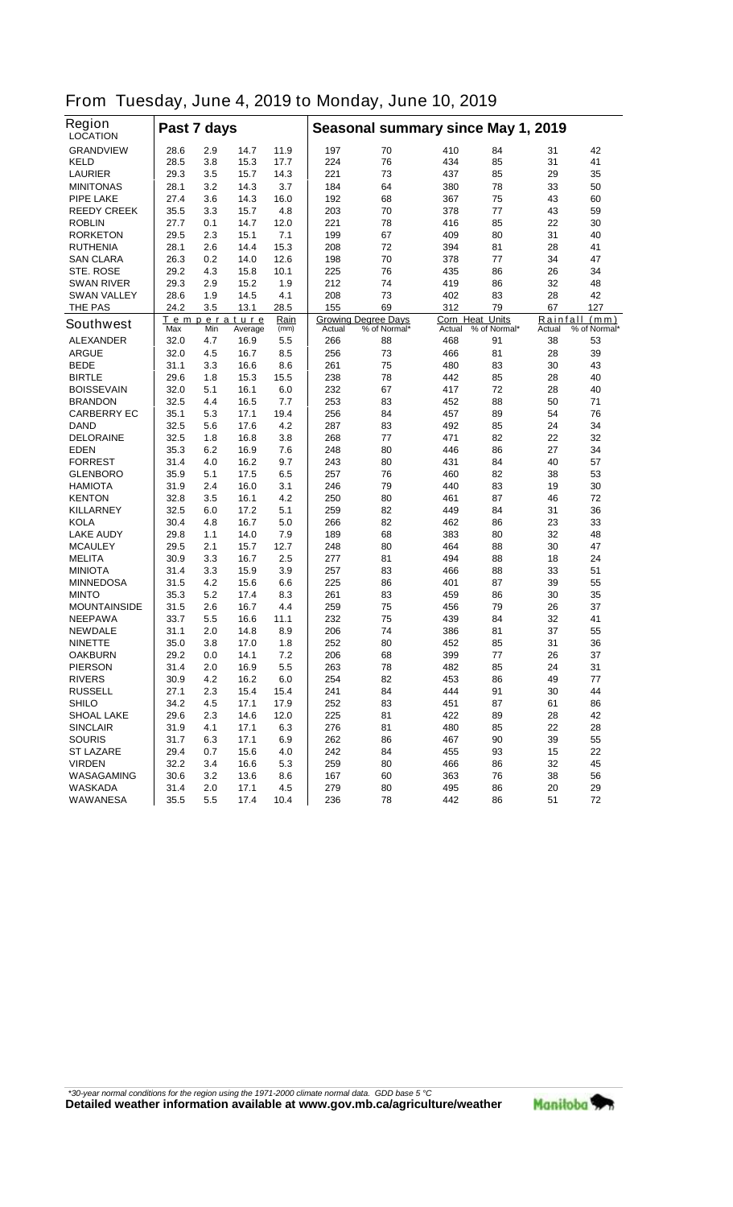# From Tuesday, June 4, 2019 to Monday, June 10, 2019

| Region LOCATION | Past 7 days | | | | Seasonal summary since May 1, 2019 | | | | | |
|---|---|---|---|---|---|---|---|---|---|---|
| GRANDVIEW | 28.6 | 2.9 | 14.7 | 11.9 | 197 | 70 | 410 | 84 | 31 | 42 |
| KELD | 28.5 | 3.8 | 15.3 | 17.7 | 224 | 76 | 434 | 85 | 31 | 41 |
| LAURIER | 29.3 | 3.5 | 15.7 | 14.3 | 221 | 73 | 437 | 85 | 29 | 35 |
| MINITONAS | 28.1 | 3.2 | 14.3 | 3.7 | 184 | 64 | 380 | 78 | 33 | 50 |
| PIPE LAKE | 27.4 | 3.6 | 14.3 | 16.0 | 192 | 68 | 367 | 75 | 43 | 60 |
| REEDY CREEK | 35.5 | 3.3 | 15.7 | 4.8 | 203 | 70 | 378 | 77 | 43 | 59 |
| ROBLIN | 27.7 | 0.1 | 14.7 | 12.0 | 221 | 78 | 416 | 85 | 22 | 30 |
| RORKETON | 29.5 | 2.3 | 15.1 | 7.1 | 199 | 67 | 409 | 80 | 31 | 40 |
| RUTHENIA | 28.1 | 2.6 | 14.4 | 15.3 | 208 | 72 | 394 | 81 | 28 | 41 |
| SAN CLARA | 26.3 | 0.2 | 14.0 | 12.6 | 198 | 70 | 378 | 77 | 34 | 47 |
| STE. ROSE | 29.2 | 4.3 | 15.8 | 10.1 | 225 | 76 | 435 | 86 | 26 | 34 |
| SWAN RIVER | 29.3 | 2.9 | 15.2 | 1.9 | 212 | 74 | 419 | 86 | 32 | 48 |
| SWAN VALLEY | 28.6 | 1.9 | 14.5 | 4.1 | 208 | 73 | 402 | 83 | 28 | 42 |
| THE PAS | 24.2 | 3.5 | 13.1 | 28.5 | 155 | 69 | 312 | 79 | 67 | 127 |
| **Southwest** | Temperature Max | Min | Average | Rain (mm) | Growing Degree Days Actual | % of Normal* | Corn Heat Units Actual | % of Normal* | Rainfall (mm) Actual | % of Normal* |
| ALEXANDER | 32.0 | 4.7 | 16.9 | 5.5 | 266 | 88 | 468 | 91 | 38 | 53 |
| ARGUE | 32.0 | 4.5 | 16.7 | 8.5 | 256 | 73 | 466 | 81 | 28 | 39 |
| BEDE | 31.1 | 3.3 | 16.6 | 8.6 | 261 | 75 | 480 | 83 | 30 | 43 |
| BIRTLE | 29.6 | 1.8 | 15.3 | 15.5 | 238 | 78 | 442 | 85 | 28 | 40 |
| BOISSEVAIN | 32.0 | 5.1 | 16.1 | 6.0 | 232 | 67 | 417 | 72 | 28 | 40 |
| BRANDON | 32.5 | 4.4 | 16.5 | 7.7 | 253 | 83 | 452 | 88 | 50 | 71 |
| CARBERRY EC | 35.1 | 5.3 | 17.1 | 19.4 | 256 | 84 | 457 | 89 | 54 | 76 |
| DAND | 32.5 | 5.6 | 17.6 | 4.2 | 287 | 83 | 492 | 85 | 24 | 34 |
| DELORAINE | 32.5 | 1.8 | 16.8 | 3.8 | 268 | 77 | 471 | 82 | 22 | 32 |
| EDEN | 35.3 | 6.2 | 16.9 | 7.6 | 248 | 80 | 446 | 86 | 27 | 34 |
| FORREST | 31.4 | 4.0 | 16.2 | 9.7 | 243 | 80 | 431 | 84 | 40 | 57 |
| GLENBORO | 35.9 | 5.1 | 17.5 | 6.5 | 257 | 76 | 460 | 82 | 38 | 53 |
| HAMIOTA | 31.9 | 2.4 | 16.0 | 3.1 | 246 | 79 | 440 | 83 | 19 | 30 |
| KENTON | 32.8 | 3.5 | 16.1 | 4.2 | 250 | 80 | 461 | 87 | 46 | 72 |
| KILLARNEY | 32.5 | 6.0 | 17.2 | 5.1 | 259 | 82 | 449 | 84 | 31 | 36 |
| KOLA | 30.4 | 4.8 | 16.7 | 5.0 | 266 | 82 | 462 | 86 | 23 | 33 |
| LAKE AUDY | 29.8 | 1.1 | 14.0 | 7.9 | 189 | 68 | 383 | 80 | 32 | 48 |
| MCAULEY | 29.5 | 2.1 | 15.7 | 12.7 | 248 | 80 | 464 | 88 | 30 | 47 |
| MELITA | 30.9 | 3.3 | 16.7 | 2.5 | 277 | 81 | 494 | 88 | 18 | 24 |
| MINIOTA | 31.4 | 3.3 | 15.9 | 3.9 | 257 | 83 | 466 | 88 | 33 | 51 |
| MINNEDOSA | 31.5 | 4.2 | 15.6 | 6.6 | 225 | 86 | 401 | 87 | 39 | 55 |
| MINTO | 35.3 | 5.2 | 17.4 | 8.3 | 261 | 83 | 459 | 86 | 30 | 35 |
| MOUNTAINSIDE | 31.5 | 2.6 | 16.7 | 4.4 | 259 | 75 | 456 | 79 | 26 | 37 |
| NEEPAWA | 33.7 | 5.5 | 16.6 | 11.1 | 232 | 75 | 439 | 84 | 32 | 41 |
| NEWDALE | 31.1 | 2.0 | 14.8 | 8.9 | 206 | 74 | 386 | 81 | 37 | 55 |
| NINETTE | 35.0 | 3.8 | 17.0 | 1.8 | 252 | 80 | 452 | 85 | 31 | 36 |
| OAKBURN | 29.2 | 0.0 | 14.1 | 7.2 | 206 | 68 | 399 | 77 | 26 | 37 |
| PIERSON | 31.4 | 2.0 | 16.9 | 5.5 | 263 | 78 | 482 | 85 | 24 | 31 |
| RIVERS | 30.9 | 4.2 | 16.2 | 6.0 | 254 | 82 | 453 | 86 | 49 | 77 |
| RUSSELL | 27.1 | 2.3 | 15.4 | 15.4 | 241 | 84 | 444 | 91 | 30 | 44 |
| SHILO | 34.2 | 4.5 | 17.1 | 17.9 | 252 | 83 | 451 | 87 | 61 | 86 |
| SHOAL LAKE | 29.6 | 2.3 | 14.6 | 12.0 | 225 | 81 | 422 | 89 | 28 | 42 |
| SINCLAIR | 31.9 | 4.1 | 17.1 | 6.3 | 276 | 81 | 480 | 85 | 22 | 28 |
| SOURIS | 31.7 | 6.3 | 17.1 | 6.9 | 262 | 86 | 467 | 90 | 39 | 55 |
| ST LAZARE | 29.4 | 0.7 | 15.6 | 4.0 | 242 | 84 | 455 | 93 | 15 | 22 |
| VIRDEN | 32.2 | 3.4 | 16.6 | 5.3 | 259 | 80 | 466 | 86 | 32 | 45 |
| WASAGAMING | 30.6 | 3.2 | 13.6 | 8.6 | 167 | 60 | 363 | 76 | 38 | 56 |
| WASKADA | 31.4 | 2.0 | 17.1 | 4.5 | 279 | 80 | 495 | 86 | 20 | 29 |
| WAWANESA | 35.5 | 5.5 | 17.4 | 10.4 | 236 | 78 | 442 | 86 | 51 | 72 |

*30-year normal conditions for the region using the 1971-2000 climate normal data. GDD base 5 °C

**Detailed weather information available at www.gov.mb.ca/agriculture/weather**

Manitoba